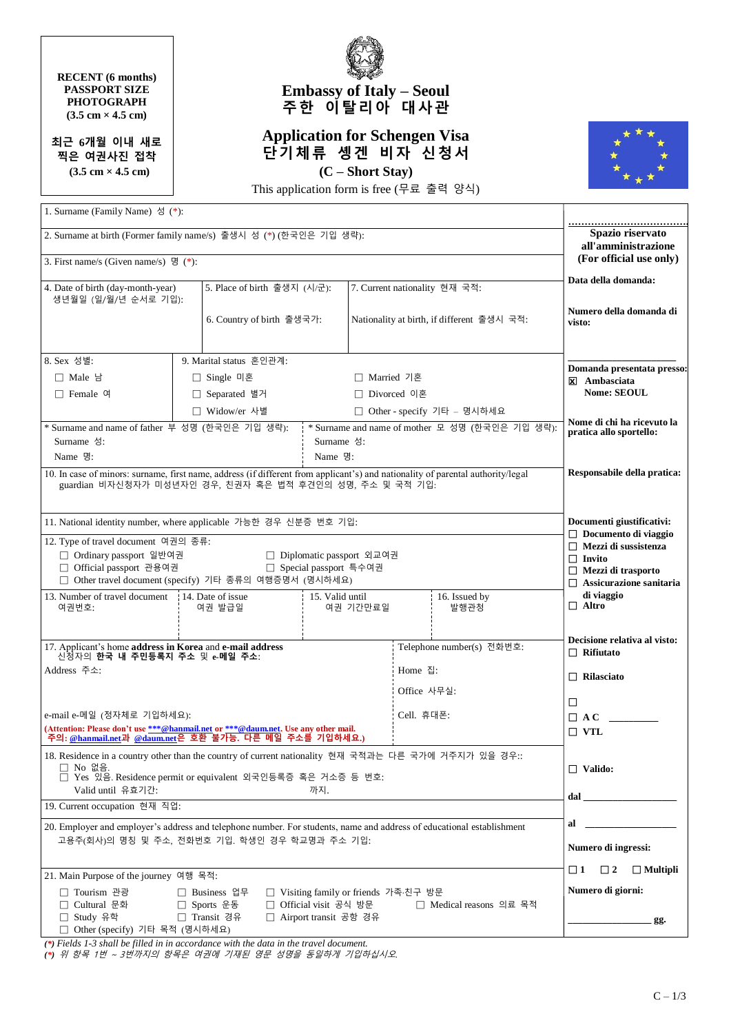RECENT (6 months) PASSPORT SIZE PHOTOGRAPH (3.5 cm × 4.5 cm)

최근 6개월 이내 새로 찍은 여권사진 접착 (3.5 cm × 4.5 cm)

# Embassy of Italy – Seoul
# 주한 이탈리아 대사관

## Application for Schengen Visa
## 단기체류 셍겐 비자 신청서
### (C – Short Stay)

This application form is free (무료 출력 양식)

1. Surname (Family Name) 성 (*):

2. Surname at birth (Former family name/s) 출생시 성 (*) (한국인은 기입 생략):

3. First name/s (Given name/s) 명 (*):

4. Date of birth (day-month-year) 생년월일 (일/월/년 순서로 기입):

5. Place of birth 출생지 (시/군):

6. Country of birth 출생국가:

7. Current nationality 현재 국적:

Nationality at birth, if different 출생시 국적:

8. Sex 성별:
- ☐ Male 남
- ☐ Female 여

9. Marital status 혼인관계:
- ☐ Single 미혼
- ☐ Married 기혼
- ☐ Separated 별거
- ☐ Divorced 이혼
- ☐ Widow/er 사별
- ☐ Other - specify 기타 – 명시하세요

\* Surname and name of father 부 성명 (한국인은 기입 생략):
Surname 성:
Name 명:

\* Surname and name of mother 모 성명 (한국인은 기입 생략):
Surname 성:
Name 명:

10. In case of minors: surname, first name, address (if different from applicant's) and nationality of parental authority/legal guardian 비자신청자가 미성년자인 경우, 친권자 혹은 법적 후견인의 성명, 주소 및 국적 기입:

11. National identity number, where applicable 가능한 경우 신분증 번호 기입:

12. Type of travel document 여권의 종류:
- ☐ Ordinary passport 일반여권
- ☐ Diplomatic passport 외교여권
- ☐ Official passport 관용여권
- ☐ Special passport 특수여권
- ☐ Other travel document (specify) 기타 종류의 여행증명서 (명시하세요)

13. Number of travel document 여권번호:

14. Date of issue 여권 발급일

15. Valid until 여권 기간만료일

16. Issued by 발행관청

17. Applicant's home **address in Korea** and **e-mail address** 신청자의 **한국 내 주민등록지 주소** 및 **e-메일 주소**:

Address 주소:

e-mail e-메일 (정자체로 기입하세요):

**(Attention: Please don't use ***@hanmail.net or ***@daum.net. Use any other mail.**
**주의: @hanmail.net과 @daum.net은 호환 불가능. 다른 메일 주소를 기입하세요.)**

Telephone number(s) 전화번호:
Home 집:
Office 사무실:
Cell. 휴대폰:

18. Residence in a country other than the country of current nationality 현재 국적과는 다른 국가에 거주지가 있을 경우::
- ☐ No 없음.
- ☐ Yes 있음. Residence permit or equivalent 외국인등록증 혹은 거소증 등 번호:
  Valid until 유효기간: 까지.

19. Current occupation 현재 직업:

20. Employer and employer's address and telephone number. For students, name and address of educational establishment 고용주(회사)의 명칭 및 주소, 전화번호 기입. 학생인 경우 학교명과 주소 기입:

21. Main Purpose of the journey 여행 목적:
- ☐ Tourism 관광
- ☐ Business 업무
- ☐ Visiting family or friends 가족·친구 방문
- ☐ Cultural 문화
- ☐ Sports 운동
- ☐ Official visit 공식 방문
- ☐ Medical reasons 의료 목적
- ☐ Study 유학
- ☐ Transit 경유
- ☐ Airport transit 공항 경유
- ☐ Other (specify) 기타 목적 (명시하세요)

*(\*) Fields 1-3 shall be filled in in accordance with the data in the travel document.*
*(\*) 위 항목 1번 ~ 3번까지의 항목은 여권에 기재된 영문 성명을 동일하게 기입하십시오.*

---

**Spazio riservato all'amministrazione (For official use only)**

**Data della domanda:**

**Numero della domanda di visto:**

**Domanda presentata presso:**
☒ **Ambasciata**
**Nome: SEOUL**

**Nome di chi ha ricevuto la pratica allo sportello:**

**Responsabile della pratica:**

**Documenti giustificativi:**
- ☐ **Documento di viaggio**
- ☐ **Mezzi di sussistenza**
- ☐ **Invito**
- ☐ **Mezzi di trasporto**
- ☐ **Assicurazione sanitaria di viaggio**
- ☐ **Altro**

**Decisione relativa al visto:**
- ☐ **Rifiutato**
- ☐ **Rilasciato**
- ☐
- ☐ **A C** ________
- ☐ **VTL**

☐ **Valido:**

**dal** ____________________

**al** ____________________

**Numero di ingressi:**

☐ **1** ☐ **2** ☐ **Multipli**

**Numero di giorni:**

________________ **gg.**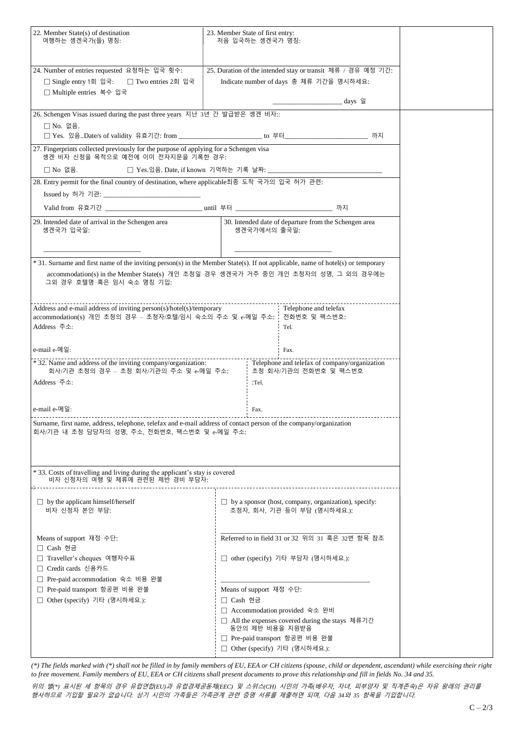22. Member State(s) of destination
여행하는 셍겐국가(들) 명칭:

23. Member State of first entry:
처음 입국하는 셍겐국가 명칭:

24. Number of entries requested 요청하는 입국 횟수:

☐ Single entry 1회 입국: ☐ Two entries 2회 입국

☐ Multiple entries 복수 입국

25. Duration of the intended stay or transit 체류 / 경유 예정 기간:

Indicate number of days 총 체류 기간을 명시하세요:

____________________ days 일

26. Schengen Visas issued during the past three years 지난 3년 간 발급받은 셍겐 비자::

☐ No. 없음.

☐ Yes. 있음..Date/s of validity 유효기간: from ________________________ to 부터________________________ 까지

27. Fingerprints collected previously for the purpose of applying for a Schengen visa
셍겐 비자 신청을 목적으로 예전에 이미 전자지문을 기록한 경우:

☐ No 없음. ☐ Yes.있음. Date, if known 기억하는 기록 날짜: ________________________________

28. Entry permit for the final country of destination, where applicable최종 도착 국가의 입국 허가 관련:

Issued by 허가 기관: ____________________________

Valid from 유효기간 ____________________________ until 부터 ____________________________ 까지

29. Intended date of arrival in the Schengen area
셍겐국가 입국일:

____________________________

30. Intended date of departure from the Schengen area
셍겐국가에서의 출국일:

____________________________

* 31. Surname and first name of the inviting person(s) in the Member State(s). If not applicable, name of hotel(s) or temporary accommodation(s) in the Member State(s) 개인 초청일 경우 셍겐국가 거주 중인 개인 초청자의 성명, 그 외의 경우에는 그외 경우 호텔명 혹은 임시 숙소 명칭 기입:

| Address and e-mail address of inviting person(s)/hotel(s)/temporary accommodation(s) 개인 초청의 경우 – 초청자/호텔/임시 숙소의 주소 및 e-메일 주소: | Telephone and telefax 전화번호 및 팩스번호: |
|---|---|
| Address 주소: | Tel. |
| e-mail e-메일: | Fax. |

| * 32. Name and address of the inviting company/organization: 회사/기관 초청의 경우 – 초청 회사/기관의 주소 및 e-메일 주소: | Telephone and telefax of company/organization 초청 회사/기관의 전화번호 및 팩스번호 |
|---|---|
| Address 주소: | :Tel. |
| e-mail e-메일: | Fax. |

Surname, first name, address, telephone, telefax and e-mail address of contact person of the company/organization
회사/기관 내 초청 담당자의 성명, 주소, 전화번호, 팩스번호 및 e-메일 주소:

* 33. Costs of travelling and living during the applicant's stay is covered
비자 신청자의 여행 및 체류에 관련된 제반 경비 부담자:

| ☐ by the applicant himself/herself 비자 신청자 본인 부담: | ☐ by a sponsor (host, company, organization), specify: 초청자, 회사, 기관 등이 부담 (명시하세요.): |
|---|---|
| | ________________________________________ |
| Means of support 재정 수단: | Referred to in field 31 or 32 위의 31 혹은 32번 항목 참조 |
| ☐ Cash 현금 | |
| ☐ Traveller's cheques 여행자수표 | ☐ other (specify) 기타 부담자 (명시하세요.): |
| ☐ Credit cards 신용카드 | |
| ☐ Pre-paid accommodation 숙소 비용 완불 | ________________________________________ |
| ☐ Pre-paid transport 항공편 비용 완불 | Means of support 재정 수단: |
| ☐ Other (specify) 기타 (명시하세요.): | ☐ Cash 현금 |
| | ☐ Accommodation provided 숙소 완비 |
| | ☐ All the expenses covered during the stays 체류기간 동안의 제반 비용을 지원받음 |
| | ☐ Pre-paid transport 항공편 비용 완불 |
| | ☐ Other (specify) 기타 (명시하세요.): |

*(*) The fields marked with (*) shall not be filled in by family members of EU, EEA or CH citizens (spouse, child or dependent, ascendant) while exercising their right to free movement. Family members of EU, EEA or CH citizens shall present documents to prove this relationship and fill in fields No. 34 and 35.*

*위의 별(*) 표시된 세 항목의 경우 유럽연합(EU)과 유럽경제공동체(EEC) 및 스위스(CH) 시민의 가족(배우자, 자녀, 피부양자 및 직계존속)은 자유 왕래의 권리를 행사하므로 기입할 필요가 없습니다. 상기 시민의 가족들은 가족관계 관련 증명 서류를 제출하면 되며, 다음 34와 35 항목을 기입합니다.*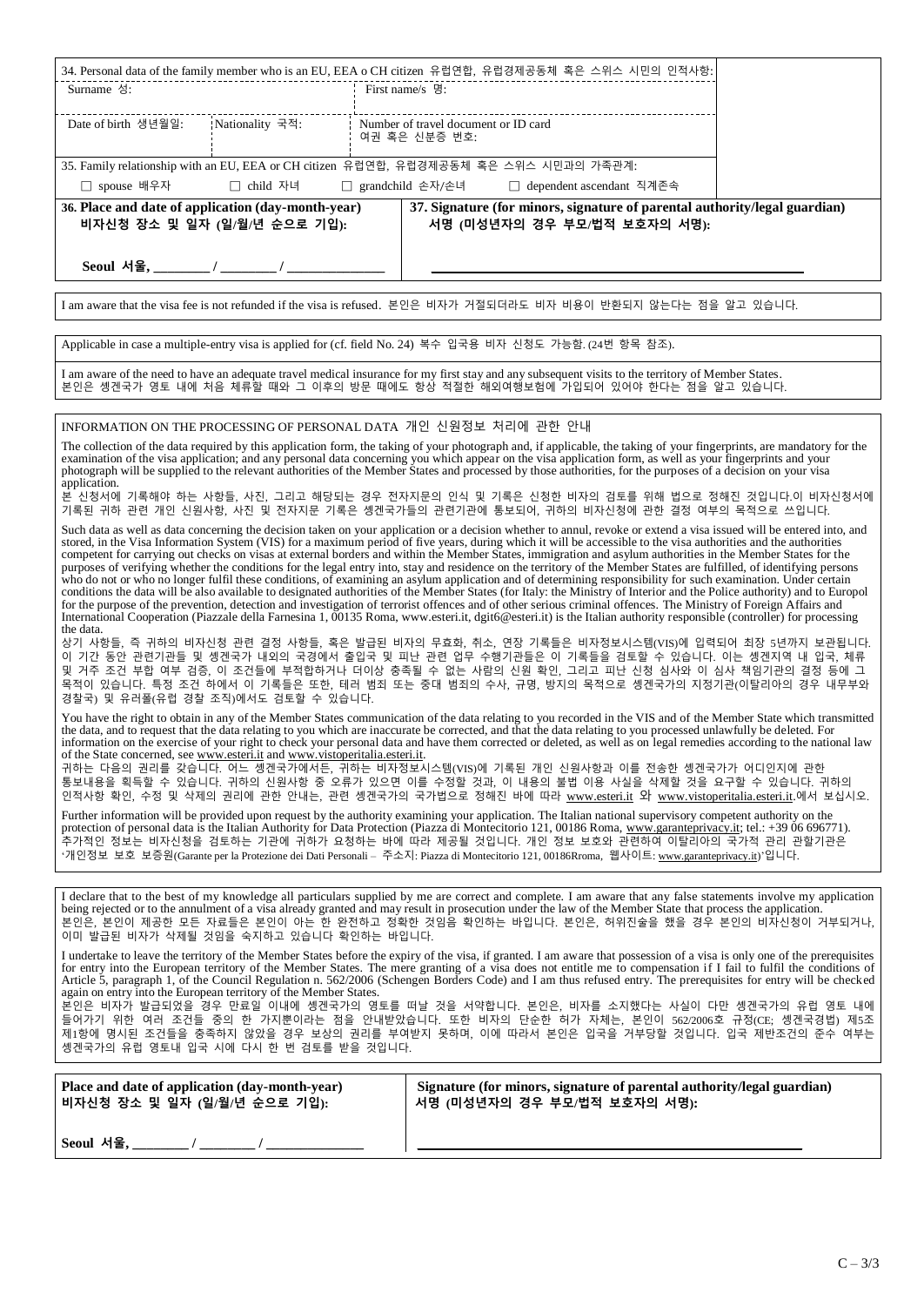| 34. Personal data of the family member who is an EU, EEA o CH citizen 유럽연합, 유럽경제공동체 혹은 스위스 시민의 인적사항: | | | |
|---|---|---|---|
| Surname 성: | | First name/s 명: | |
| Date of birth 생년월일: | Nationality 국적: | Number of travel document or ID card 여권 혹은 신분증 번호: | |
| 35. Family relationship with an EU, EEA or CH citizen 유럽연합, 유럽경제공동체 혹은 스위스 시민과의 가족관계: | | | |
| □ spouse 배우자 | □ child 자녀 | □ grandchild 손자/손녀 | □ dependent ascendant 직계존속 |

| **36. Place and date of application (day-month-year) 비자신청 장소 및 일자 (일/월/년 순으로 기입):** | **37. Signature (for minors, signature of parental authority/legal guardian) 서명 (미성년자의 경우 부모/법적 보호자의 서명):** |
|---|---|
| **Seoul 서울,** ________ / ________ / ______________ | ________________________________________ |

I am aware that the visa fee is not refunded if the visa is refused. 본인은 비자가 거절되더라도 비자 비용이 반환되지 않는다는 점을 알고 있습니다.

Applicable in case a multiple-entry visa is applied for (cf. field No. 24) 복수 입국용 비자 신청도 가능함. (24번 항목 참조).

I am aware of the need to have an adequate travel medical insurance for my first stay and any subsequent visits to the territory of Member States.
본인은 솅겐국가 영토 내에 처음 체류할 때와 그 이후의 방문 때에도 항상 적절한 해외여행보험에 가입되어 있어야 한다는 점을 알고 있습니다.

INFORMATION ON THE PROCESSING OF PERSONAL DATA 개인 신원정보 처리에 관한 안내

The collection of the data required by this application form, the taking of your photograph and, if applicable, the taking of your fingerprints, are mandatory for the examination of the visa application; and any personal data concerning you which appear on the visa application form, as well as your fingerprints and your photograph will be supplied to the relevant authorities of the Member States and processed by those authorities, for the purposes of a decision on your visa application.
본 신청서에 기록해야 하는 사항들, 사진, 그리고 해당되는 경우 전자지문의 인식 및 기록은 신청한 비자의 검토를 위해 법으로 정해진 것입니다.이 비자신청서에 기록된 귀하 관련 개인 신원사항, 사진 및 전자지문 기록은 솅겐국가들의 관련기관에 통보되어, 귀하의 비자신청에 관한 결정 여부의 목적으로 쓰입니다.

Such data as well as data concerning the decision taken on your application or a decision whether to annul, revoke or extend a visa issued will be entered into, and stored, in the Visa Information System (VIS) for a maximum period of five years, during which it will be accessible to the visa authorities and the authorities competent for carrying out checks on visas at external borders and within the Member States, immigration and asylum authorities in the Member States for the purposes of verifying whether the conditions for the legal entry into, stay and residence on the territory of the Member States are fulfilled, of identifying persons who do not or who no longer fulfil these conditions, of examining an asylum application and of determining responsibility for such examination. Under certain conditions the data will be also available to designated authorities of the Member States (for Italy: the Ministry of Interior and the Police authority) and to Europol for the purpose of the prevention, detection and investigation of terrorist offences and of other serious criminal offences. The Ministry of Foreign Affairs and International Cooperation (Piazzale della Farnesina 1, 00135 Roma, www.esteri.it, dgit6@esteri.it) is the Italian authority responsible (controller) for processing the data.
상기 사항들, 즉 귀하의 비자신청 관련 결정 사항들, 혹은 발급된 비자의 무효화, 취소, 연장 기록들은 비자정보시스템(VIS)에 입력되어 최장 5년까지 보관됩니다. 이 기간 동안 관련기관들 및 솅겐국가 내외의 국경에서 출입국 및 피난 관련 업무 수행기관들은 이 기록들을 검토할 수 있습니다. 이는 솅겐지역 내 입국, 체류 및 거주 조건 부합 여부 검증, 이 조건들에 부적합하거나 더이상 충족될 수 없는 사람의 신원 확인, 그리고 피난 신청 심사와 이 심사 책임기관의 결정 등에 그 목적이 있습니다. 특정 조건 하에서 이 기록들은 또한, 테러 범죄 또는 중대 범죄의 수사, 규명, 방지의 목적으로 솅겐국가의 지정기관(이탈리아의 경우 내무부와 경찰국) 및 유러폴(유럽 경찰 조직)에서도 검토할 수 있습니다.

You have the right to obtain in any of the Member States communication of the data relating to you recorded in the VIS and of the Member State which transmitted the data, and to request that the data relating to you which are inaccurate be corrected, and that the data relating to you processed unlawfully be deleted. For information on the exercise of your right to check your personal data and have them corrected or deleted, as well as on legal remedies according to the national law of the State concerned, see www.esteri.it and www.vistoperitalia.esteri.it.
귀하는 다음의 권리를 갖습니다. 어느 솅겐국가에서든, 귀하는 비자정보시스템(VIS)에 기록된 개인 신원사항과 이를 전송한 솅겐국가가 어디인지에 관한 통보내용을 획득할 수 있습니다. 귀하의 신원사항 중 오류가 있으면 이를 수정할 것과, 이 내용의 불법 이용 사실을 삭제할 것을 요구할 수 있습니다. 귀하의 인적사항 확인, 수정 및 삭제의 권리에 관한 안내는, 관련 솅겐국가의 국가법으로 정해진 바에 따라 www.esteri.it 와 www.vistoperitalia.esteri.it.에서 보십시오.

Further information will be provided upon request by the authority examining your application. The Italian national supervisory competent authority on the protection of personal data is the Italian Authority for Data Protection (Piazza di Montecitorio 121, 00186 Roma, www.garanteprivacy.it; tel.: +39 06 696771).
추가적인 정보는 비자신청을 검토하는 기관에 귀하가 요청하는 바에 따라 제공될 것입니다. 개인 정보 보호와 관련하여 이탈리아의 국가적 관리 관할기관은 '개인정보 보호 보증원(Garante per la Protezione dei Dati Personali – 주소지: Piazza di Montecitorio 121, 00186Rroma, 웹사이트: www.garanteprivacy.it)'입니다.

I declare that to the best of my knowledge all particulars supplied by me are correct and complete. I am aware that any false statements involve my application being rejected or to the annulment of a visa already granted and may result in prosecution under the law of the Member State that process the application.
본인은, 본인이 제공한 모든 자료들은 본인이 아는 한 완전하고 정확한 것임을 확인하는 바입니다. 본인은, 허위진술을 했을 경우 본인의 비자신청이 거부되거나, 이미 발급된 비자가 삭제될 것임을 숙지하고 있습니다 확인하는 바입니다.

I undertake to leave the territory of the Member States before the expiry of the visa, if granted. I am aware that possession of a visa is only one of the prerequisites for entry into the European territory of the Member States. The mere granting of a visa does not entitle me to compensation if I fail to fulfil the conditions of Article 5, paragraph 1, of the Council Regulation n. 562/2006 (Schengen Borders Code) and I am thus refused entry. The prerequisites for entry will be checked again on entry into the European territory of the Member States.
본인은 비자가 발급되었을 경우 만료일 이내에 솅겐국가의 영토를 떠날 것을 서약합니다. 본인은, 비자를 소지했다는 사실이 다만 솅겐국가의 유럽 영토 내에 들어가기 위한 여러 조건들 중의 한 가지뿐이라는 점을 안내받았습니다. 또한 비자의 단순한 허가 자체는, 본인이 562/2006호 규정(CE; 솅겐국경법) 제5조 제1항에 명시된 조건들을 충족하지 않았을 경우 보상의 권리를 부여받지 못하며, 이에 따라서 본인은 입국을 거부당할 것입니다. 입국 제반조건의 준수 여부는 솅겐국가의 유럽 영토내 입국 시에 다시 한 번 검토를 받을 것입니다.

| **Place and date of application (day-month-year) 비자신청 장소 및 일자 (일/월/년 순으로 기입):** | **Signature (for minors, signature of parental authority/legal guardian) 서명 (미성년자의 경우 부모/법적 보호자의 서명):** |
|---|---|
| **Seoul 서울,** ________ / ________ / ______________ | ________________________________________ |